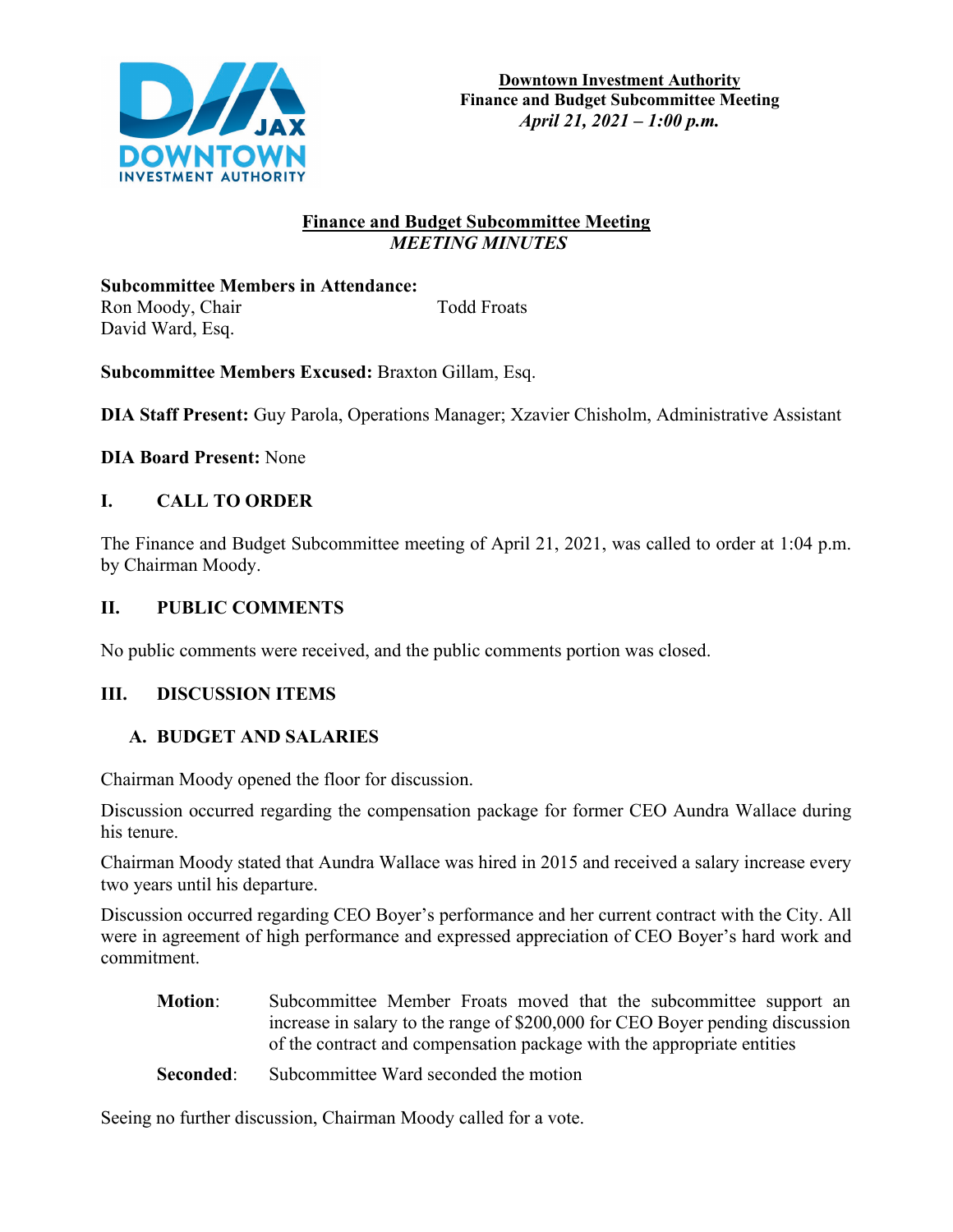**Downtown Investment Authority**
**Finance and Budget Subcommittee Meeting**
***April 21, 2021 – 1:00 p.m.***

## Finance and Budget Subcommittee Meeting
### *MEETING MINUTES*

**Subcommittee Members in Attendance:**
Ron Moody, Chair
Todd Froats
David Ward, Esq.

**Subcommittee Members Excused:** Braxton Gillam, Esq.

**DIA Staff Present:** Guy Parola, Operations Manager; Xzavier Chisholm, Administrative Assistant

**DIA Board Present:** None

## I. CALL TO ORDER

The Finance and Budget Subcommittee meeting of April 21, 2021, was called to order at 1:04 p.m. by Chairman Moody.

## II. PUBLIC COMMENTS

No public comments were received, and the public comments portion was closed.

## III. DISCUSSION ITEMS

### A. BUDGET AND SALARIES

Chairman Moody opened the floor for discussion.

Discussion occurred regarding the compensation package for former CEO Aundra Wallace during his tenure.

Chairman Moody stated that Aundra Wallace was hired in 2015 and received a salary increase every two years until his departure.

Discussion occurred regarding CEO Boyer's performance and her current contract with the City. All were in agreement of high performance and expressed appreciation of CEO Boyer's hard work and commitment.

**Motion**: Subcommittee Member Froats moved that the subcommittee support an increase in salary to the range of $200,000 for CEO Boyer pending discussion of the contract and compensation package with the appropriate entities

**Seconded**: Subcommittee Ward seconded the motion

Seeing no further discussion, Chairman Moody called for a vote.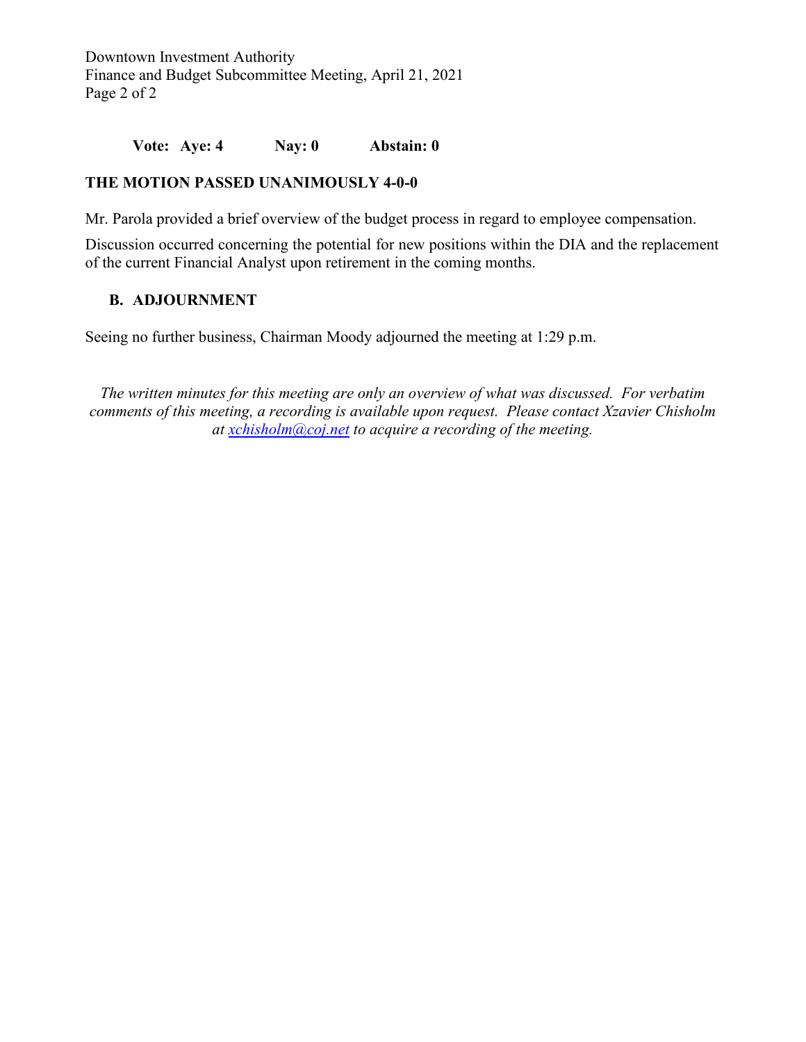**Vote: Aye: 4 Nay: 0 Abstain: 0**

**THE MOTION PASSED UNANIMOUSLY 4-0-0**

Mr. Parola provided a brief overview of the budget process in regard to employee compensation.

Discussion occurred concerning the potential for new positions within the DIA and the replacement of the current Financial Analyst upon retirement in the coming months.

## B. ADJOURNMENT

Seeing no further business, Chairman Moody adjourned the meeting at 1:29 p.m.

*The written minutes for this meeting are only an overview of what was discussed. For verbatim comments of this meeting, a recording is available upon request. Please contact Xzavier Chisholm at [xchisholm@coj.net](mailto:xchisholm@coj.net) to acquire a recording of the meeting.*